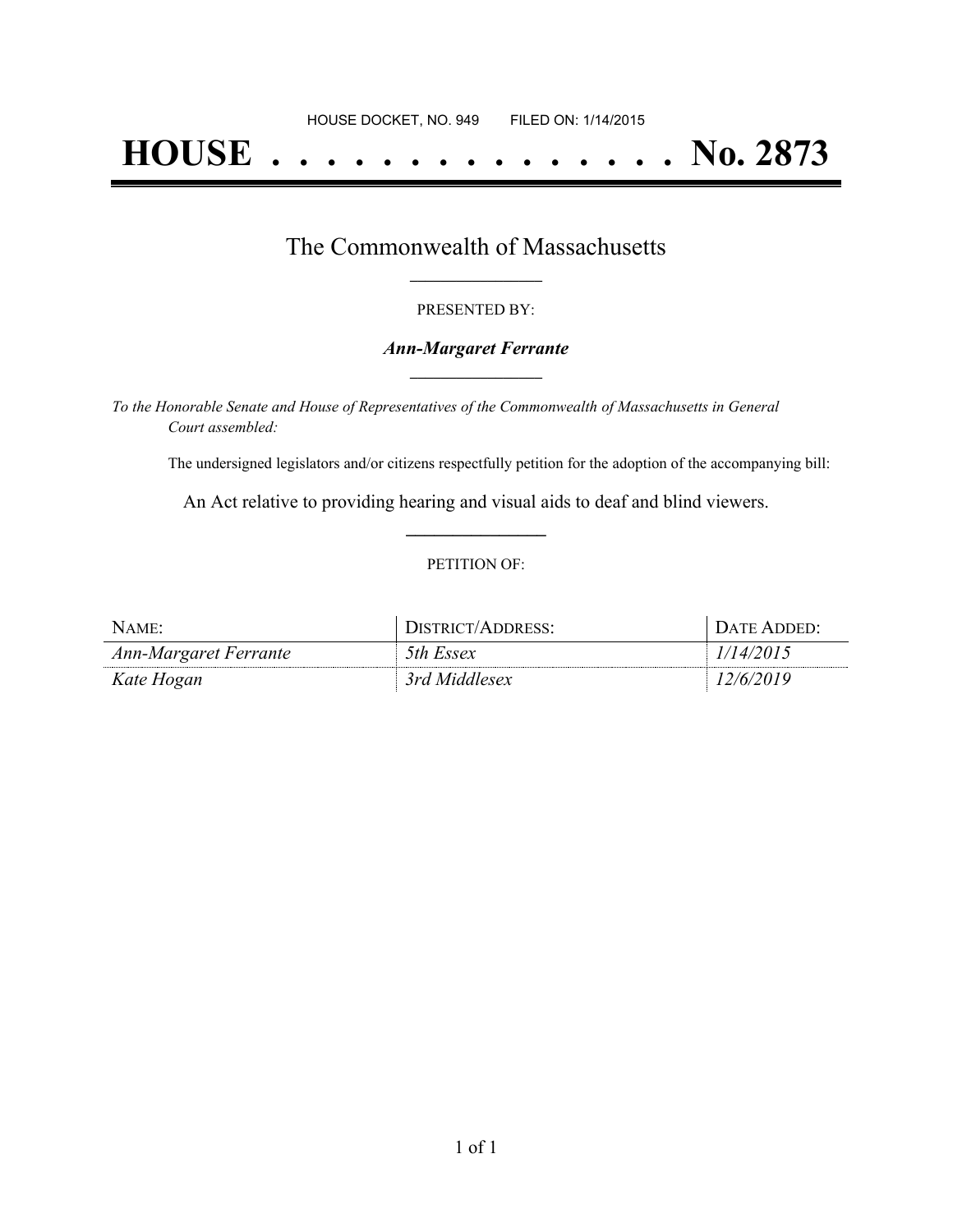HOUSE DOCKET, NO. 949        FILED ON: 1/14/2015

# HOUSE . . . . . . . . . . . . . . . No. 2873

## The Commonwealth of Massachusetts

PRESENTED BY:

***Ann-Margaret Ferrante***

*To the Honorable Senate and House of Representatives of the Commonwealth of Massachusetts in General Court assembled:*

The undersigned legislators and/or citizens respectfully petition for the adoption of the accompanying bill:

An Act relative to providing hearing and visual aids to deaf and blind viewers.

PETITION OF:

| NAME: | DISTRICT/ADDRESS: | DATE ADDED: |
|---|---|---|
| *Ann-Margaret Ferrante* | *5th Essex* | *1/14/2015* |
| *Kate Hogan* | *3rd Middlesex* | *12/6/2019* |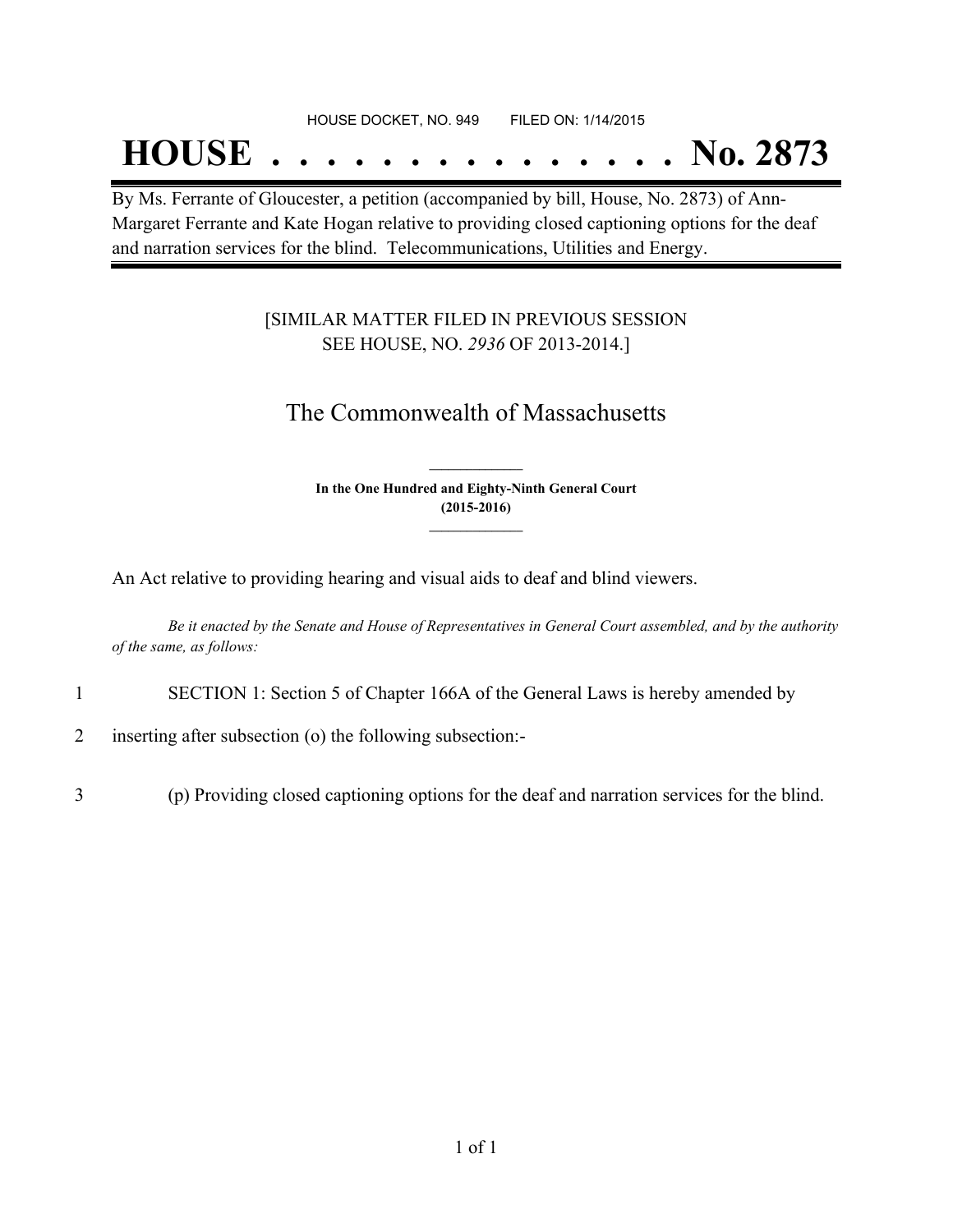HOUSE DOCKET, NO. 949 FILED ON: 1/14/2015

# HOUSE . . . . . . . . . . . . . . . No. 2873

By Ms. Ferrante of Gloucester, a petition (accompanied by bill, House, No. 2873) of Ann-Margaret Ferrante and Kate Hogan relative to providing closed captioning options for the deaf and narration services for the blind. Telecommunications, Utilities and Energy.

[SIMILAR MATTER FILED IN PREVIOUS SESSION SEE HOUSE, NO. *2936* OF 2013-2014.]

## The Commonwealth of Massachusetts

**In the One Hundred and Eighty-Ninth General Court (2015-2016)**

An Act relative to providing hearing and visual aids to deaf and blind viewers.

*Be it enacted by the Senate and House of Representatives in General Court assembled, and by the authority of the same, as follows:*

1 SECTION 1: Section 5 of Chapter 166A of the General Laws is hereby amended by

2 inserting after subsection (o) the following subsection:-

3 (p) Providing closed captioning options for the deaf and narration services for the blind.